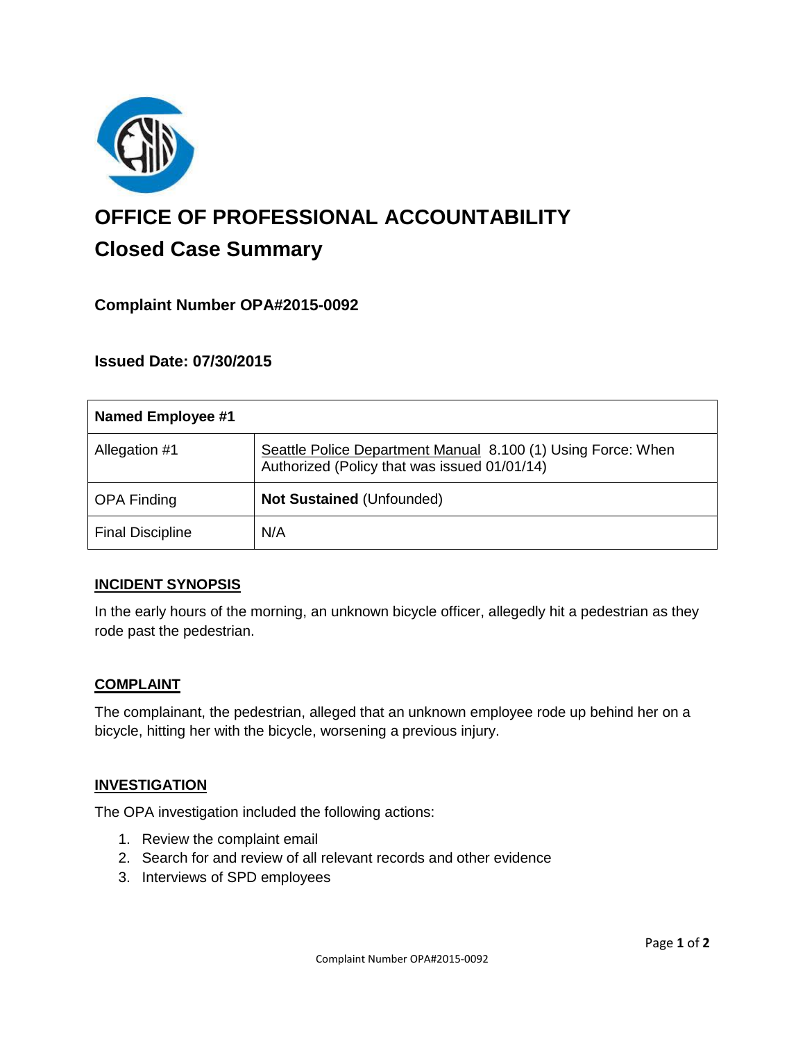# OFFICE OF PROFESSIONAL ACCOUNTABILITY

## Closed Case Summary

### Complaint Number OPA#2015-0092

### Issued Date: 07/30/2015

| Named Employee #1 | |
|---|---|
| Allegation #1 | Seattle Police Department Manual 8.100 (1) Using Force: When Authorized (Policy that was issued 01/01/14) |
| OPA Finding | **Not Sustained** (Unfounded) |
| Final Discipline | N/A |

**INCIDENT SYNOPSIS**

In the early hours of the morning, an unknown bicycle officer, allegedly hit a pedestrian as they rode past the pedestrian.

**COMPLAINT**

The complainant, the pedestrian, alleged that an unknown employee rode up behind her on a bicycle, hitting her with the bicycle, worsening a previous injury.

**INVESTIGATION**

The OPA investigation included the following actions:

1. Review the complaint email
2. Search for and review of all relevant records and other evidence
3. Interviews of SPD employees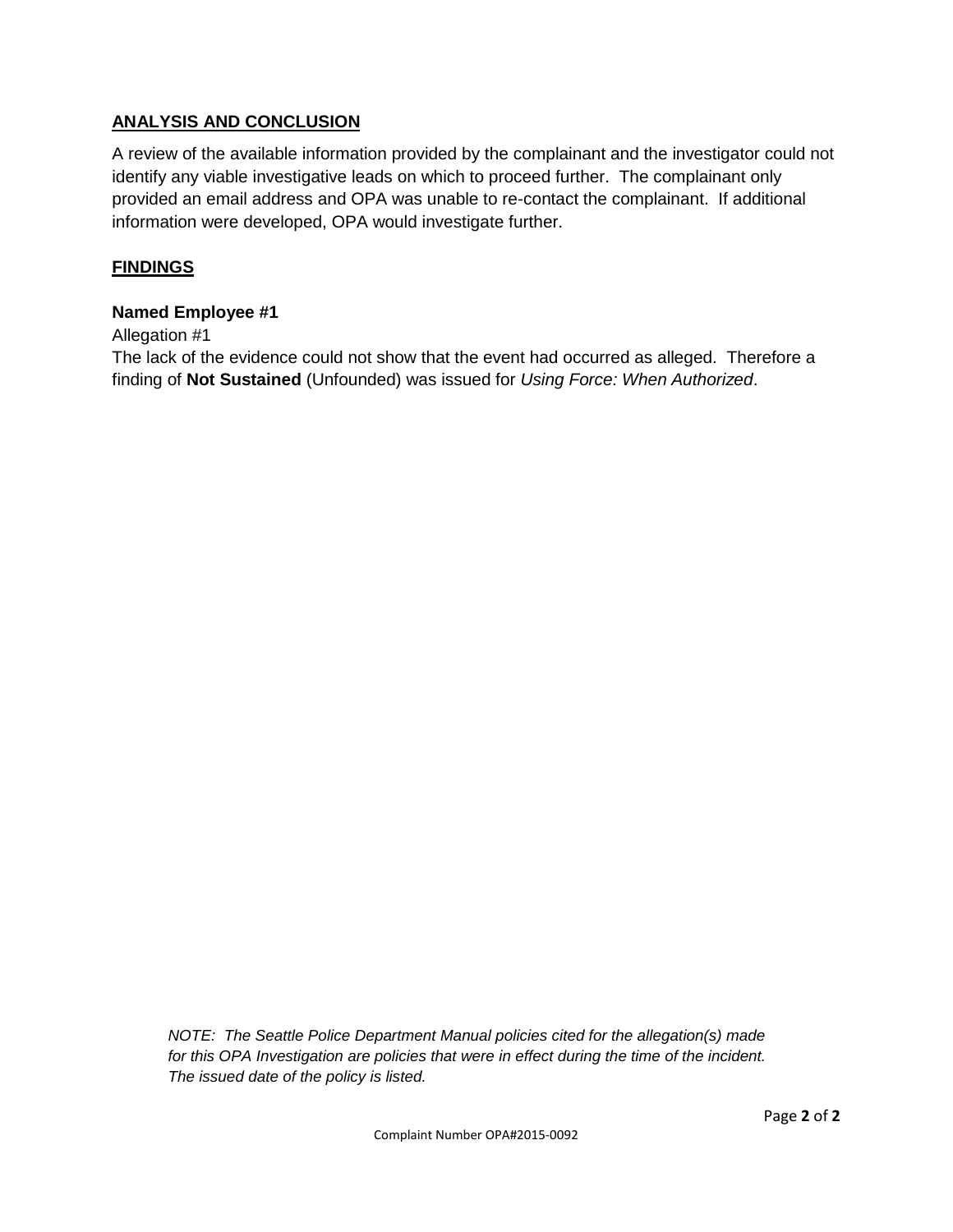## ANALYSIS AND CONCLUSION

A review of the available information provided by the complainant and the investigator could not identify any viable investigative leads on which to proceed further. The complainant only provided an email address and OPA was unable to re-contact the complainant. If additional information were developed, OPA would investigate further.

## FINDINGS

**Named Employee #1**

Allegation #1

The lack of the evidence could not show that the event had occurred as alleged. Therefore a finding of **Not Sustained** (Unfounded) was issued for *Using Force: When Authorized*.

*NOTE: The Seattle Police Department Manual policies cited for the allegation(s) made for this OPA Investigation are policies that were in effect during the time of the incident. The issued date of the policy is listed.*

Complaint Number OPA#2015-0092